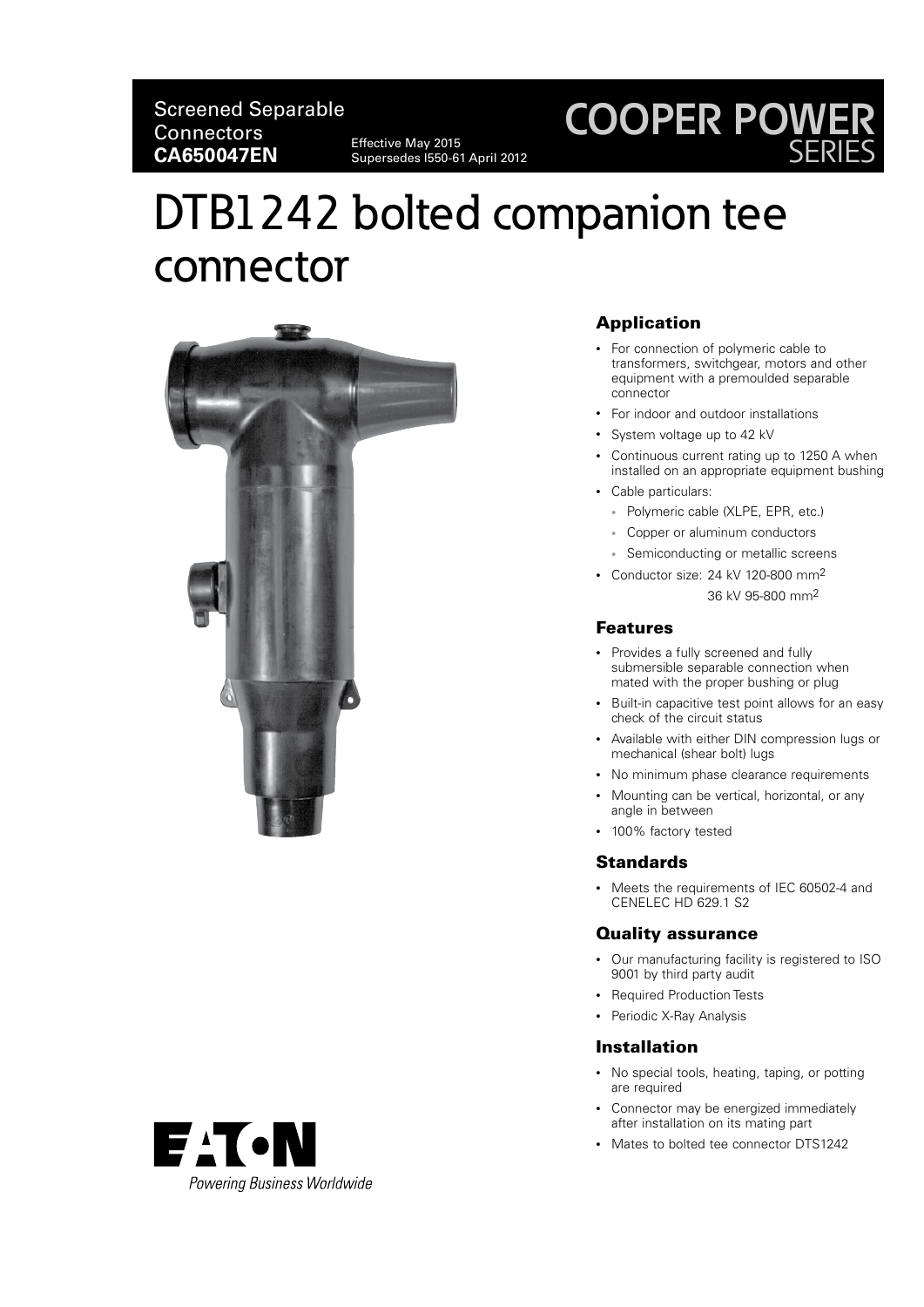Screened Separable Connectors
**CA650047EN**

Effective May 2015
Supersedes I550-61 April 2012

COOPER POWER SERIES

# DTB1242 bolted companion tee connector

## Application

- For connection of polymeric cable to transformers, switchgear, motors and other equipment with a premoulded separable connector
- For indoor and outdoor installations
- System voltage up to 42 kV
- Continuous current rating up to 1250 A when installed on an appropriate equipment bushing
- Cable particulars:
  - Polymeric cable (XLPE, EPR, etc.)
  - Copper or aluminum conductors
  - Semiconducting or metallic screens
- Conductor size: 24 kV 120-800 mm$^2$
  36 kV 95-800 mm$^2$

## Features

- Provides a fully screened and fully submersible separable connection when mated with the proper bushing or plug
- Built-in capacitive test point allows for an easy check of the circuit status
- Available with either DIN compression lugs or mechanical (shear bolt) lugs
- No minimum phase clearance requirements
- Mounting can be vertical, horizontal, or any angle in between
- 100% factory tested

## Standards

- Meets the requirements of IEC 60502-4 and CENELEC HD 629.1 S2

## Quality assurance

- Our manufacturing facility is registered to ISO 9001 by third party audit
- Required Production Tests
- Periodic X-Ray Analysis

## Installation

- No special tools, heating, taping, or potting are required
- Connector may be energized immediately after installation on its mating part
- Mates to bolted tee connector DTS1242

EATON
Powering Business Worldwide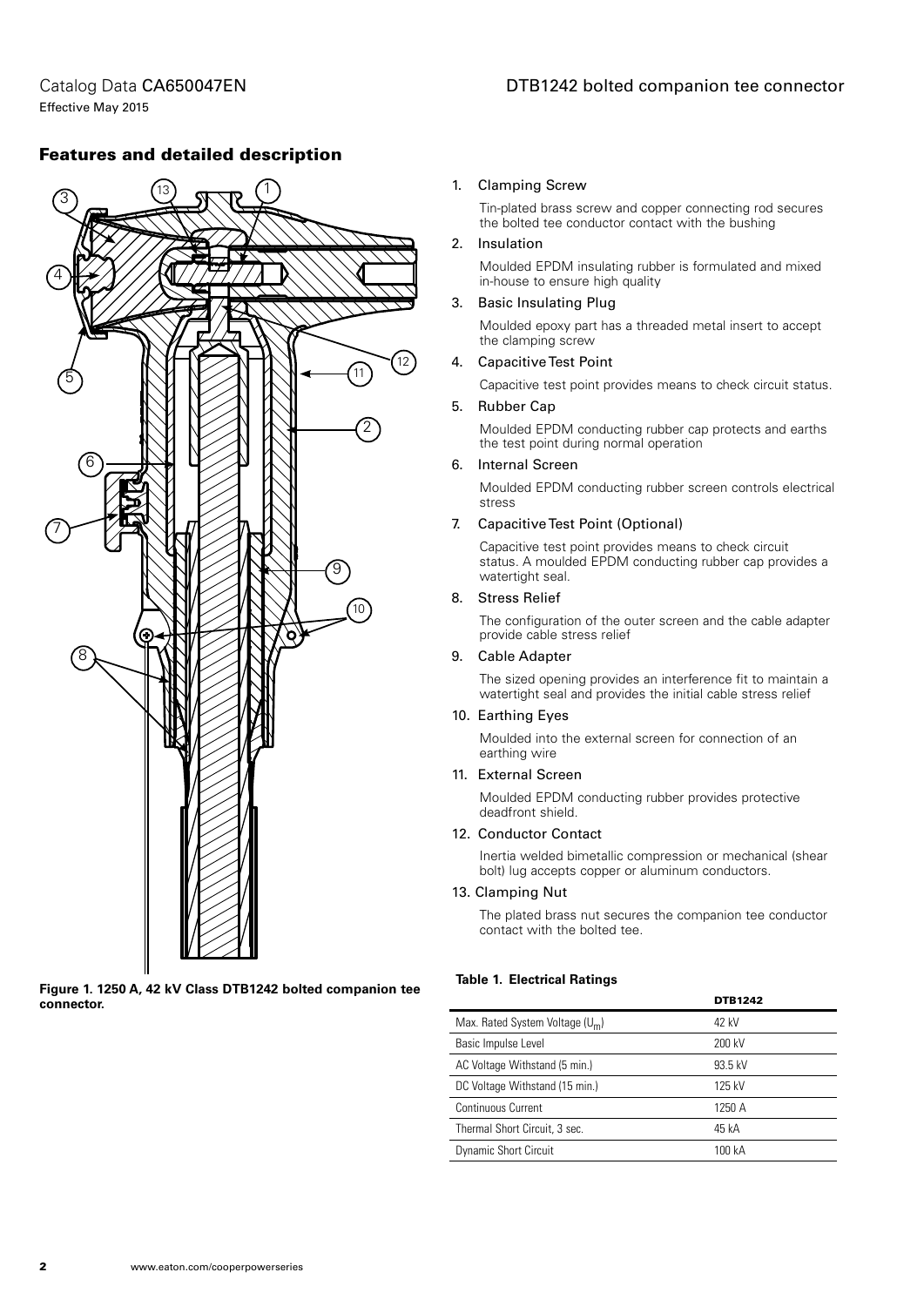## Features and detailed description

**Figure 1. 1250 A, 42 kV Class DTB1242 bolted companion tee connector.**

1. Clamping Screw

   Tin-plated brass screw and copper connecting rod secures the bolted tee conductor contact with the bushing

2. Insulation

   Moulded EPDM insulating rubber is formulated and mixed in-house to ensure high quality

3. Basic Insulating Plug

   Moulded epoxy part has a threaded metal insert to accept the clamping screw

4. Capacitive Test Point

   Capacitive test point provides means to check circuit status.

5. Rubber Cap

   Moulded EPDM conducting rubber cap protects and earths the test point during normal operation

6. Internal Screen

   Moulded EPDM conducting rubber screen controls electrical stress

7. Capacitive Test Point (Optional)

   Capacitive test point provides means to check circuit status. A moulded EPDM conducting rubber cap provides a watertight seal.

8. Stress Relief

   The configuration of the outer screen and the cable adapter provide cable stress relief

9. Cable Adapter

   The sized opening provides an interference fit to maintain a watertight seal and provides the initial cable stress relief

10. Earthing Eyes

    Moulded into the external screen for connection of an earthing wire

11. External Screen

    Moulded EPDM conducting rubber provides protective deadfront shield.

12. Conductor Contact

    Inertia welded bimetallic compression or mechanical (shear bolt) lug accepts copper or aluminum conductors.

13. Clamping Nut

    The plated brass nut secures the companion tee conductor contact with the bolted tee.

**Table 1. Electrical Ratings**

| | DTB1242 |
|---|---|
| Max. Rated System Voltage ($U_m$) | 42 kV |
| Basic Impulse Level | 200 kV |
| AC Voltage Withstand (5 min.) | 93.5 kV |
| DC Voltage Withstand (15 min.) | 125 kV |
| Continuous Current | 1250 A |
| Thermal Short Circuit, 3 sec. | 45 kA |
| Dynamic Short Circuit | 100 kA |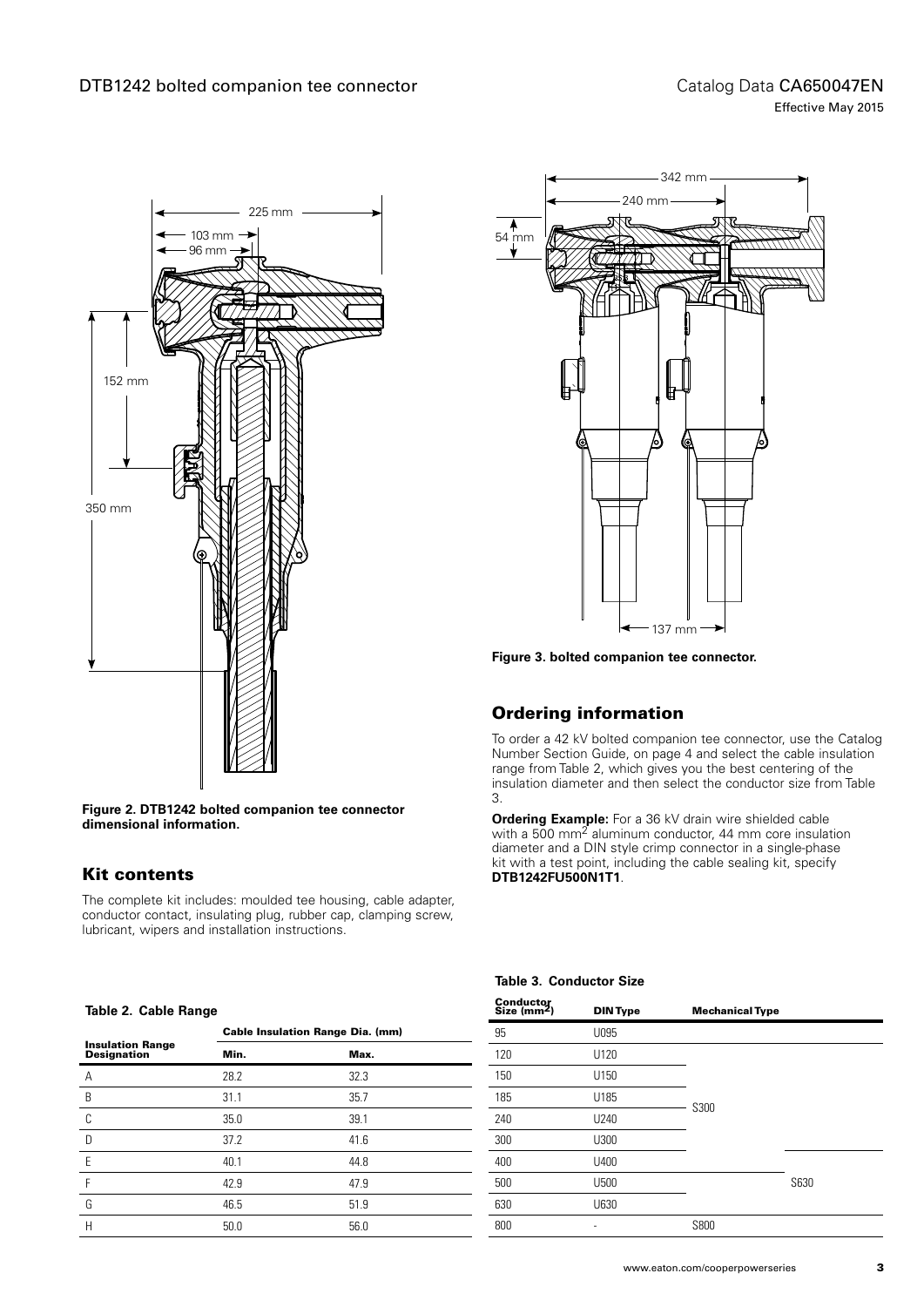Figure 2. DTB1242 bolted companion tee connector dimensional information.

Figure 3. bolted companion tee connector.

## Kit contents

The complete kit includes: moulded tee housing, cable adapter, conductor contact, insulating plug, rubber cap, clamping screw, lubricant, wipers and installation instructions.

## Ordering information

To order a 42 kV bolted companion tee connector, use the Catalog Number Section Guide, on page 4 and select the cable insulation range from Table 2, which gives you the best centering of the insulation diameter and then select the conductor size from Table 3.

**Ordering Example:** For a 36 kV drain wire shielded cable with a 500 mm$^2$ aluminum conductor, 44 mm core insulation diameter and a DIN style crimp connector in a single-phase kit with a test point, including the cable sealing kit, specify **DTB1242FU500N1T1**.

**Table 2. Cable Range**

| Insulation Range Designation | Cable Insulation Range Dia. (mm) | |
|---|---|---|
| | Min. | Max. |
| A | 28.2 | 32.3 |
| B | 31.1 | 35.7 |
| C | 35.0 | 39.1 |
| D | 37.2 | 41.6 |
| E | 40.1 | 44.8 |
| F | 42.9 | 47.9 |
| G | 46.5 | 51.9 |
| H | 50.0 | 56.0 |

**Table 3. Conductor Size**

| Conductor Size (mm$^2$) | DIN Type | Mechanical Type | |
|---|---|---|---|
| 95 | U095 | | |
| 120 | U120 | S300 | |
| 150 | U150 | S300 | |
| 185 | U185 | S300 | |
| 240 | U240 | S300 | |
| 300 | U300 | S300 | |
| 400 | U400 | | S630 |
| 500 | U500 | | S630 |
| 630 | U630 | | S630 |
| 800 | - | S800 | |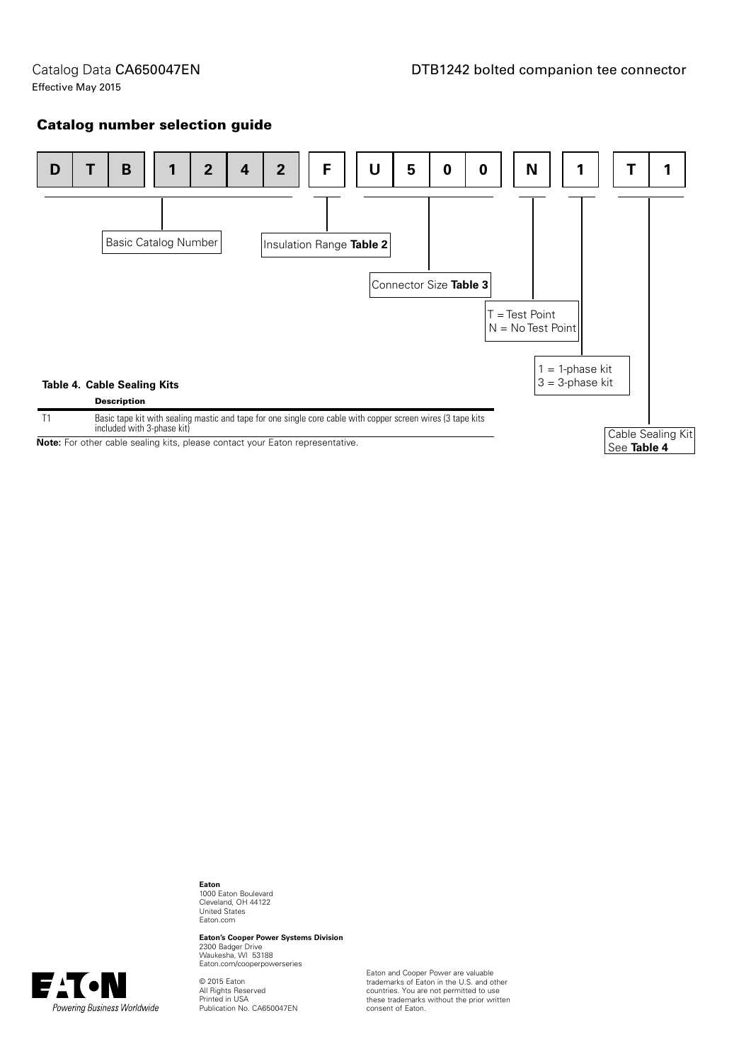## Catalog number selection guide

| D | T | B | 1 | 2 | 4 | 2 | F | U | 5 | 0 | 0 | N | 1 | T | 1 |
|---|---|---|---|---|---|---|---|---|---|---|---|---|---|---|---|

- DTB1242 — Basic Catalog Number
- F — Insulation Range **Table 2**
- U500 — Connector Size **Table 3**
- N — T = Test Point, N = No Test Point
- 1 — 1 = 1-phase kit, 3 = 3-phase kit
- T1 — Cable Sealing Kit See **Table 4**

**Table 4. Cable Sealing Kits**

| | Description |
|---|---|
| T1 | Basic tape kit with sealing mastic and tape for one single core cable with copper screen wires (3 tape kits included with 3-phase kit) |

**Note:** For other cable sealing kits, please contact your Eaton representative.

**Eaton**
1000 Eaton Boulevard
Cleveland, OH 44122
United States
Eaton.com

**Eaton's Cooper Power Systems Division**
2300 Badger Drive
Waukesha, WI 53188
Eaton.com/cooperpowerseries

© 2015 Eaton
All Rights Reserved
Printed in USA
Publication No. CA650047EN

Eaton and Cooper Power are valuable trademarks of Eaton in the U.S. and other countries. You are not permitted to use these trademarks without the prior written consent of Eaton.

Powering Business Worldwide